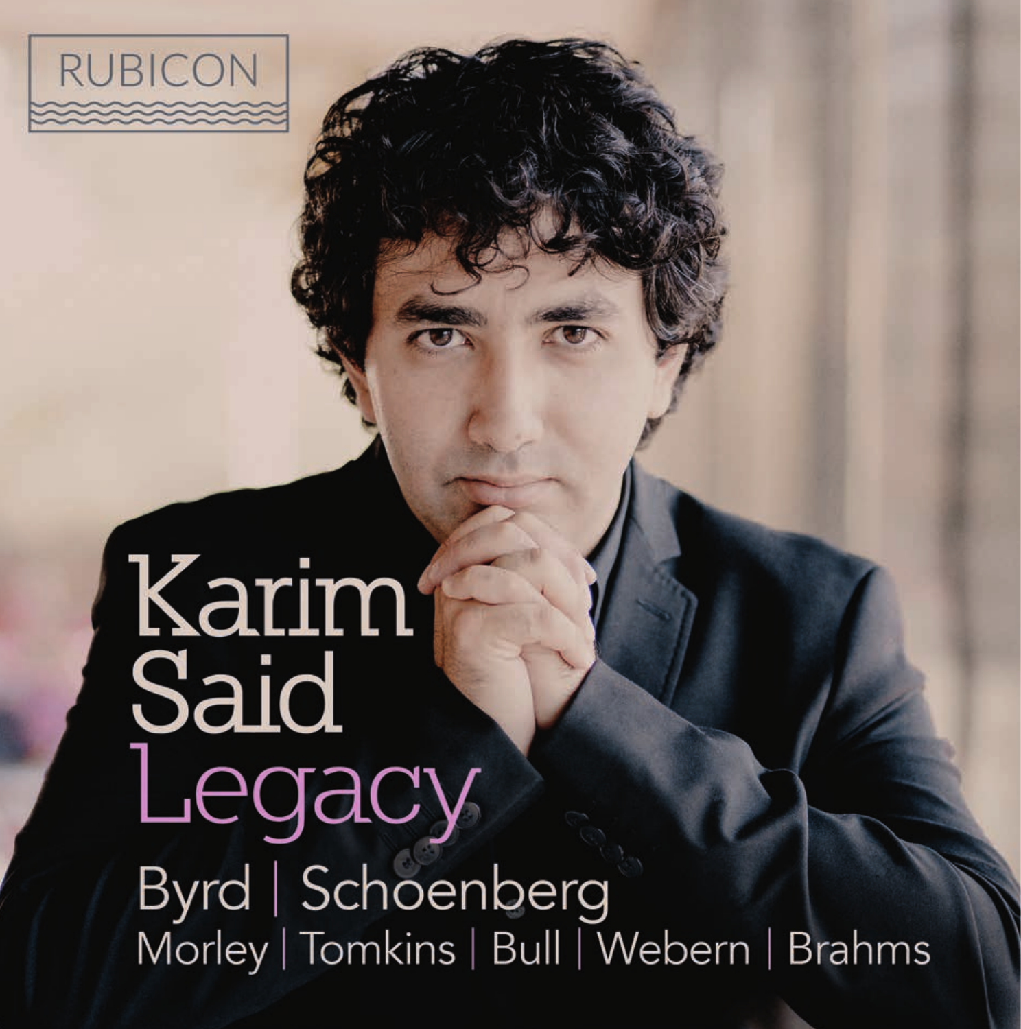RUBICON

# Karim Said

## Legacy

Byrd | Schoenberg

Morley | Tomkins | Bull | Webern | Brahms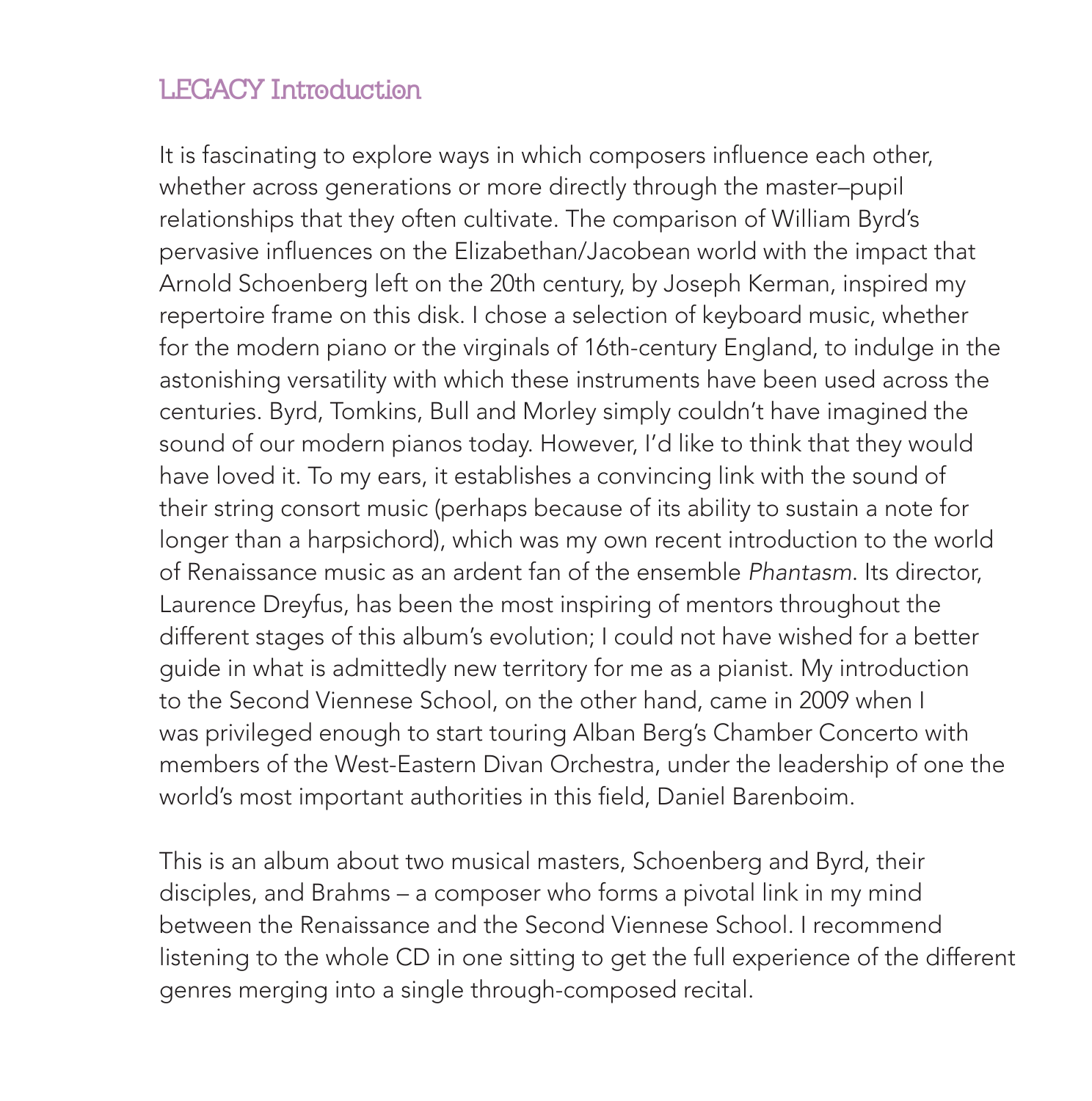## LEGACY Introduction

It is fascinating to explore ways in which composers influence each other, whether across generations or more directly through the master–pupil relationships that they often cultivate. The comparison of William Byrd's pervasive influences on the Elizabethan/Jacobean world with the impact that Arnold Schoenberg left on the 20th century, by Joseph Kerman, inspired my repertoire frame on this disk. I chose a selection of keyboard music, whether for the modern piano or the virginals of 16th-century England, to indulge in the astonishing versatility with which these instruments have been used across the centuries. Byrd, Tomkins, Bull and Morley simply couldn't have imagined the sound of our modern pianos today. However, I'd like to think that they would have loved it. To my ears, it establishes a convincing link with the sound of their string consort music (perhaps because of its ability to sustain a note for longer than a harpsichord), which was my own recent introduction to the world of Renaissance music as an ardent fan of the ensemble *Phantasm*. Its director, Laurence Dreyfus, has been the most inspiring of mentors throughout the different stages of this album's evolution; I could not have wished for a better guide in what is admittedly new territory for me as a pianist. My introduction to the Second Viennese School, on the other hand, came in 2009 when I was privileged enough to start touring Alban Berg's Chamber Concerto with members of the West-Eastern Divan Orchestra, under the leadership of one the world's most important authorities in this field, Daniel Barenboim.

This is an album about two musical masters, Schoenberg and Byrd, their disciples, and Brahms – a composer who forms a pivotal link in my mind between the Renaissance and the Second Viennese School. I recommend listening to the whole CD in one sitting to get the full experience of the different genres merging into a single through-composed recital.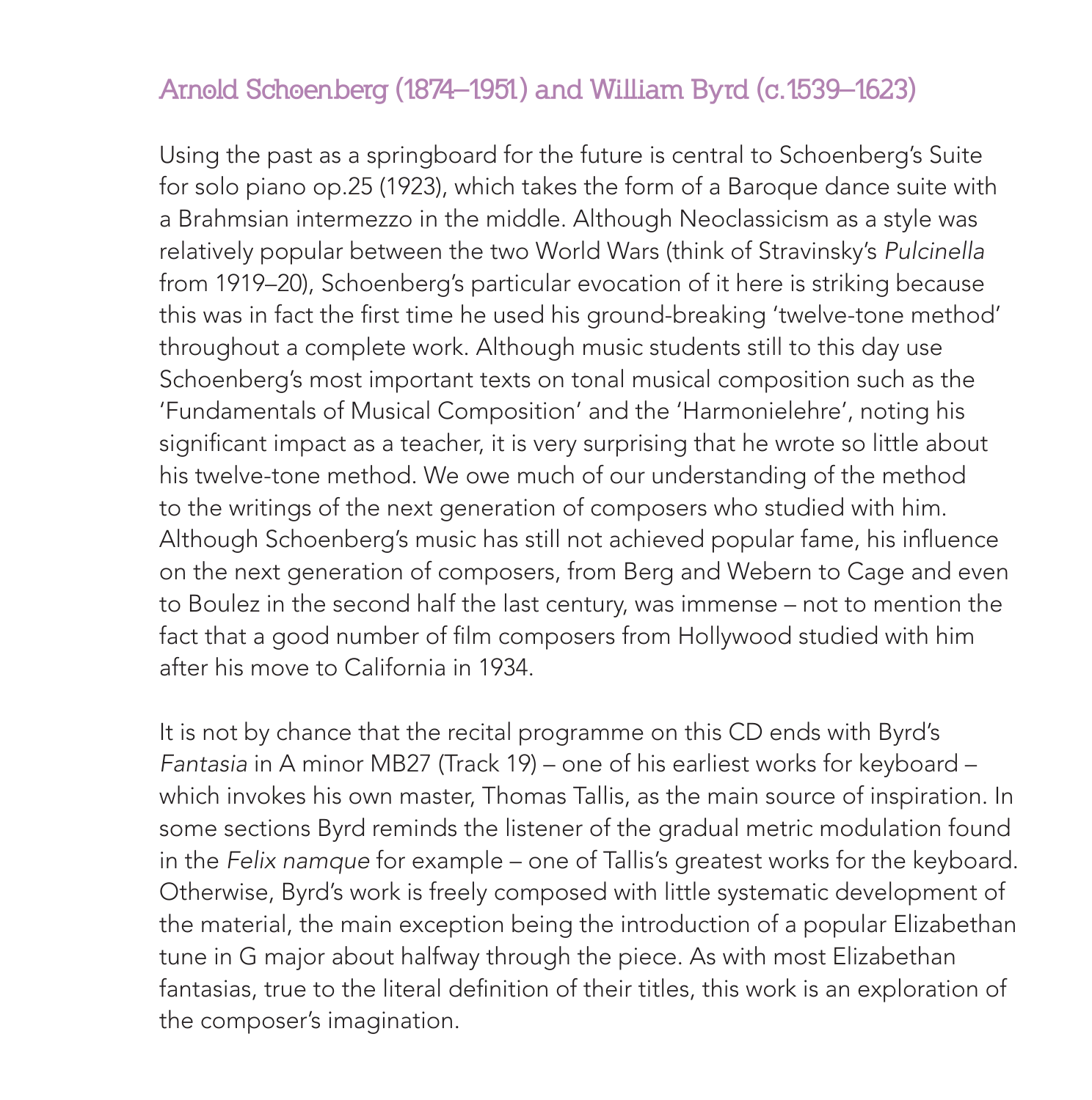## Arnold Schoenberg (1874–1951) and William Byrd (c.1539–1623)

Using the past as a springboard for the future is central to Schoenberg's Suite for solo piano op.25 (1923), which takes the form of a Baroque dance suite with a Brahmsian intermezzo in the middle. Although Neoclassicism as a style was relatively popular between the two World Wars (think of Stravinsky's *Pulcinella* from 1919–20), Schoenberg's particular evocation of it here is striking because this was in fact the first time he used his ground-breaking 'twelve-tone method' throughout a complete work. Although music students still to this day use Schoenberg's most important texts on tonal musical composition such as the 'Fundamentals of Musical Composition' and the 'Harmonielehre', noting his significant impact as a teacher, it is very surprising that he wrote so little about his twelve-tone method. We owe much of our understanding of the method to the writings of the next generation of composers who studied with him. Although Schoenberg's music has still not achieved popular fame, his influence on the next generation of composers, from Berg and Webern to Cage and even to Boulez in the second half the last century, was immense – not to mention the fact that a good number of film composers from Hollywood studied with him after his move to California in 1934.

It is not by chance that the recital programme on this CD ends with Byrd's *Fantasia* in A minor MB27 (Track 19) – one of his earliest works for keyboard – which invokes his own master, Thomas Tallis, as the main source of inspiration. In some sections Byrd reminds the listener of the gradual metric modulation found in the *Felix namque* for example – one of Tallis's greatest works for the keyboard. Otherwise, Byrd's work is freely composed with little systematic development of the material, the main exception being the introduction of a popular Elizabethan tune in G major about halfway through the piece. As with most Elizabethan fantasias, true to the literal definition of their titles, this work is an exploration of the composer's imagination.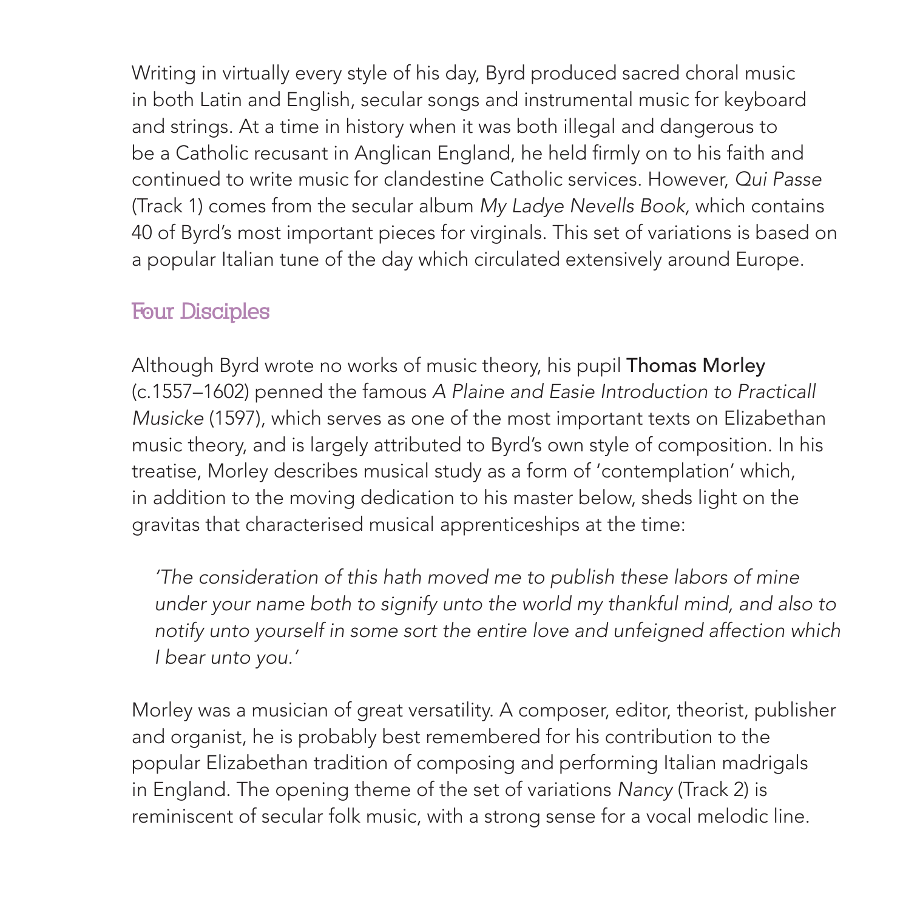Writing in virtually every style of his day, Byrd produced sacred choral music in both Latin and English, secular songs and instrumental music for keyboard and strings. At a time in history when it was both illegal and dangerous to be a Catholic recusant in Anglican England, he held firmly on to his faith and continued to write music for clandestine Catholic services. However, *Qui Passe* (Track 1) comes from the secular album *My Ladye Nevells Book,* which contains 40 of Byrd's most important pieces for virginals. This set of variations is based on a popular Italian tune of the day which circulated extensively around Europe.

## Four Disciples

Although Byrd wrote no works of music theory, his pupil **Thomas Morley** (c.1557–1602) penned the famous *A Plaine and Easie Introduction to Practicall Musicke* (1597), which serves as one of the most important texts on Elizabethan music theory, and is largely attributed to Byrd's own style of composition. In his treatise, Morley describes musical study as a form of 'contemplation' which, in addition to the moving dedication to his master below, sheds light on the gravitas that characterised musical apprenticeships at the time:

> *'The consideration of this hath moved me to publish these labors of mine under your name both to signify unto the world my thankful mind, and also to notify unto yourself in some sort the entire love and unfeigned affection which I bear unto you.'*

Morley was a musician of great versatility. A composer, editor, theorist, publisher and organist, he is probably best remembered for his contribution to the popular Elizabethan tradition of composing and performing Italian madrigals in England. The opening theme of the set of variations *Nancy* (Track 2) is reminiscent of secular folk music, with a strong sense for a vocal melodic line.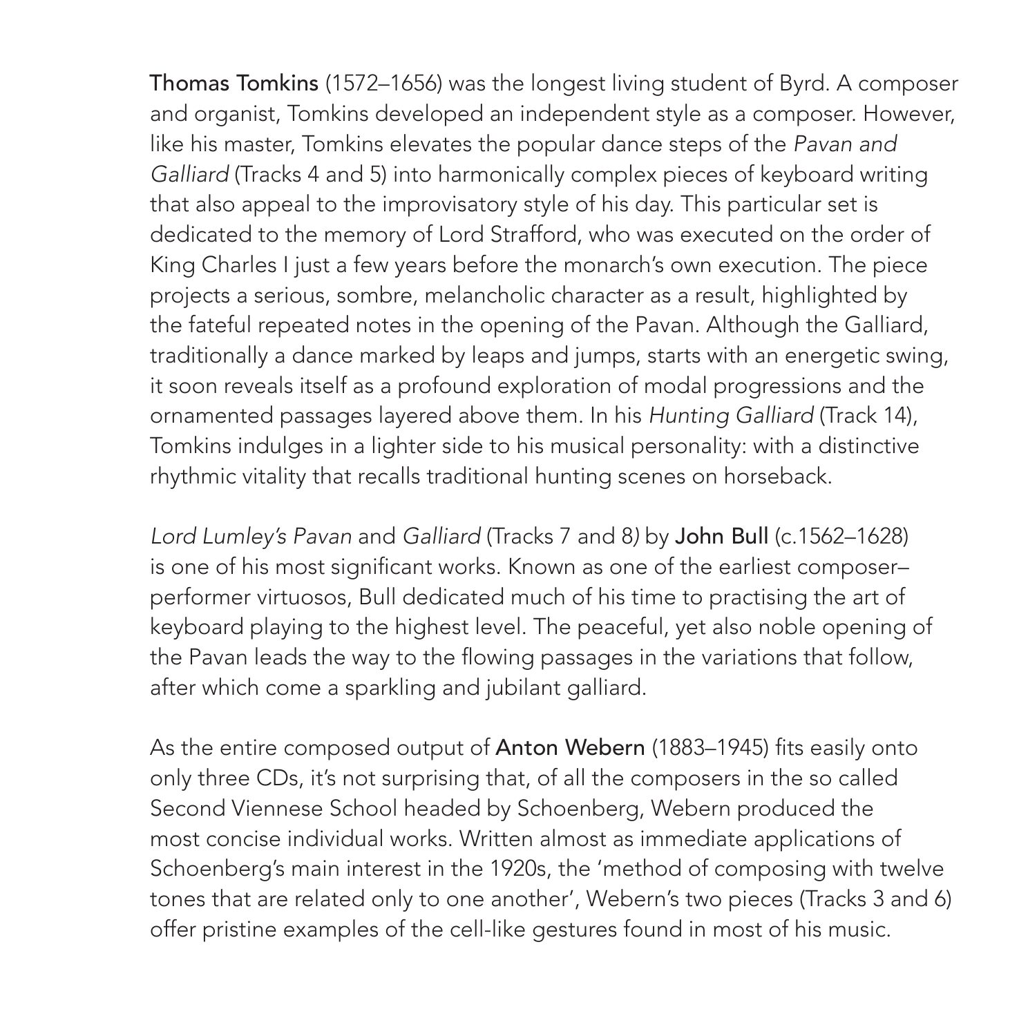**Thomas Tomkins** (1572–1656) was the longest living student of Byrd. A composer and organist, Tomkins developed an independent style as a composer. However, like his master, Tomkins elevates the popular dance steps of the *Pavan and Galliard* (Tracks 4 and 5) into harmonically complex pieces of keyboard writing that also appeal to the improvisatory style of his day. This particular set is dedicated to the memory of Lord Strafford, who was executed on the order of King Charles I just a few years before the monarch's own execution. The piece projects a serious, sombre, melancholic character as a result, highlighted by the fateful repeated notes in the opening of the Pavan. Although the Galliard, traditionally a dance marked by leaps and jumps, starts with an energetic swing, it soon reveals itself as a profound exploration of modal progressions and the ornamented passages layered above them. In his *Hunting Galliard* (Track 14), Tomkins indulges in a lighter side to his musical personality: with a distinctive rhythmic vitality that recalls traditional hunting scenes on horseback.

*Lord Lumley's Pavan* and *Galliard* (Tracks 7 and 8) by **John Bull** (c.1562–1628) is one of his most significant works. Known as one of the earliest composer–performer virtuosos, Bull dedicated much of his time to practising the art of keyboard playing to the highest level. The peaceful, yet also noble opening of the Pavan leads the way to the flowing passages in the variations that follow, after which come a sparkling and jubilant galliard.

As the entire composed output of **Anton Webern** (1883–1945) fits easily onto only three CDs, it's not surprising that, of all the composers in the so called Second Viennese School headed by Schoenberg, Webern produced the most concise individual works. Written almost as immediate applications of Schoenberg's main interest in the 1920s, the 'method of composing with twelve tones that are related only to one another', Webern's two pieces (Tracks 3 and 6) offer pristine examples of the cell-like gestures found in most of his music.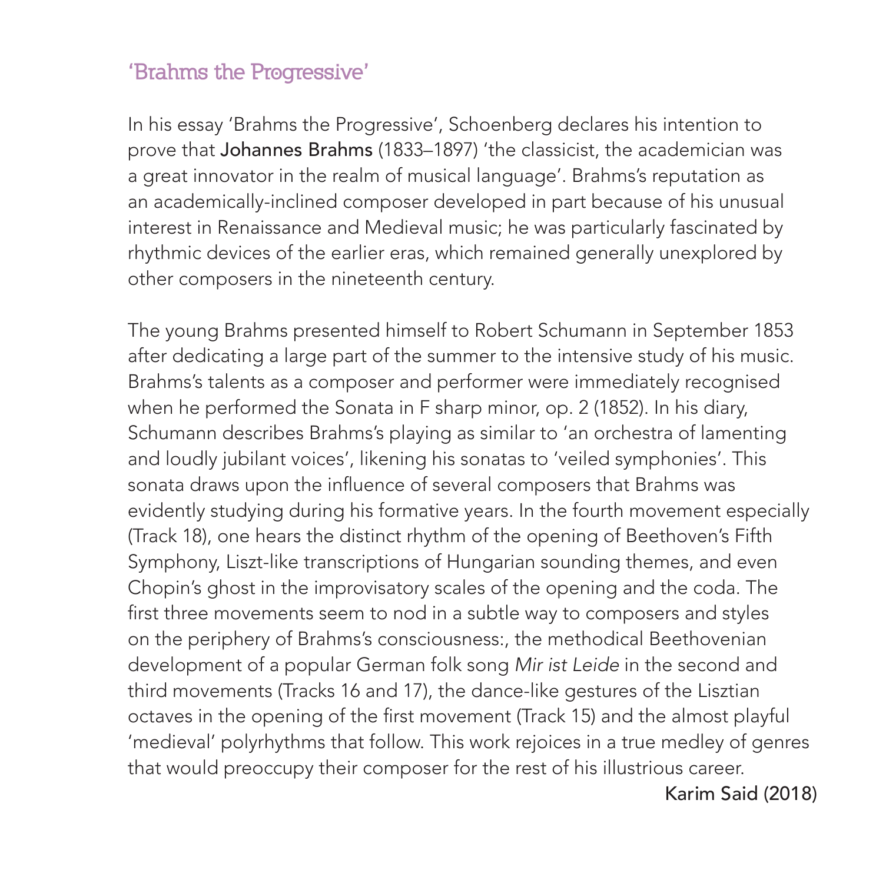## 'Brahms the Progressive'

In his essay 'Brahms the Progressive', Schoenberg declares his intention to prove that **Johannes Brahms** (1833–1897) 'the classicist, the academician was a great innovator in the realm of musical language'. Brahms's reputation as an academically-inclined composer developed in part because of his unusual interest in Renaissance and Medieval music; he was particularly fascinated by rhythmic devices of the earlier eras, which remained generally unexplored by other composers in the nineteenth century.

The young Brahms presented himself to Robert Schumann in September 1853 after dedicating a large part of the summer to the intensive study of his music. Brahms's talents as a composer and performer were immediately recognised when he performed the Sonata in F sharp minor, op. 2 (1852). In his diary, Schumann describes Brahms's playing as similar to 'an orchestra of lamenting and loudly jubilant voices', likening his sonatas to 'veiled symphonies'. This sonata draws upon the influence of several composers that Brahms was evidently studying during his formative years. In the fourth movement especially (Track 18), one hears the distinct rhythm of the opening of Beethoven's Fifth Symphony, Liszt-like transcriptions of Hungarian sounding themes, and even Chopin's ghost in the improvisatory scales of the opening and the coda. The first three movements seem to nod in a subtle way to composers and styles on the periphery of Brahms's consciousness:, the methodical Beethovenian development of a popular German folk song *Mir ist Leide* in the second and third movements (Tracks 16 and 17), the dance-like gestures of the Lisztian octaves in the opening of the first movement (Track 15) and the almost playful 'medieval' polyrhythms that follow. This work rejoices in a true medley of genres that would preoccupy their composer for the rest of his illustrious career.

Karim Said (2018)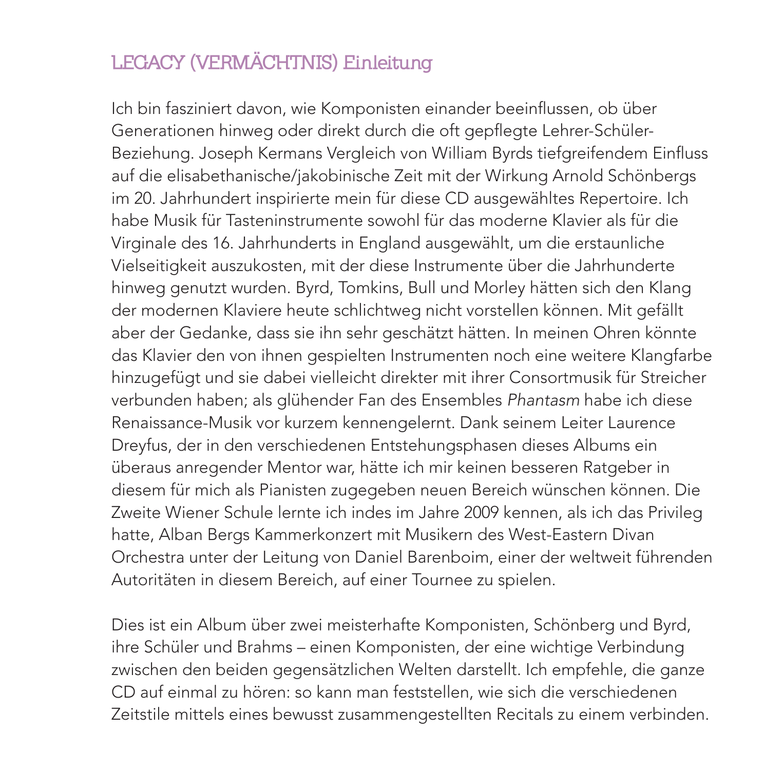## LEGACY (VERMÄCHTNIS) Einleitung

Ich bin fasziniert davon, wie Komponisten einander beeinflussen, ob über Generationen hinweg oder direkt durch die oft gepflegte Lehrer-Schüler-Beziehung. Joseph Kermans Vergleich von William Byrds tiefgreifendem Einfluss auf die elisabethanische/jakobinische Zeit mit der Wirkung Arnold Schönbergs im 20. Jahrhundert inspirierte mein für diese CD ausgewähltes Repertoire. Ich habe Musik für Tasteninstrumente sowohl für das moderne Klavier als für die Virginale des 16. Jahrhunderts in England ausgewählt, um die erstaunliche Vielseitigkeit auszukosten, mit der diese Instrumente über die Jahrhunderte hinweg genutzt wurden. Byrd, Tomkins, Bull und Morley hätten sich den Klang der modernen Klaviere heute schlichtweg nicht vorstellen können. Mit gefällt aber der Gedanke, dass sie ihn sehr geschätzt hätten. In meinen Ohren könnte das Klavier den von ihnen gespielten Instrumenten noch eine weitere Klangfarbe hinzugefügt und sie dabei vielleicht direkter mit ihrer Consortmusik für Streicher verbunden haben; als glühender Fan des Ensembles *Phantasm* habe ich diese Renaissance-Musik vor kurzem kennengelernt. Dank seinem Leiter Laurence Dreyfus, der in den verschiedenen Entstehungsphasen dieses Albums ein überaus anregender Mentor war, hätte ich mir keinen besseren Ratgeber in diesem für mich als Pianisten zugegeben neuen Bereich wünschen können. Die Zweite Wiener Schule lernte ich indes im Jahre 2009 kennen, als ich das Privileg hatte, Alban Bergs Kammerkonzert mit Musikern des West-Eastern Divan Orchestra unter der Leitung von Daniel Barenboim, einer der weltweit führenden Autoritäten in diesem Bereich, auf einer Tournee zu spielen.

Dies ist ein Album über zwei meisterhafte Komponisten, Schönberg und Byrd, ihre Schüler und Brahms – einen Komponisten, der eine wichtige Verbindung zwischen den beiden gegensätzlichen Welten darstellt. Ich empfehle, die ganze CD auf einmal zu hören: so kann man feststellen, wie sich die verschiedenen Zeitstile mittels eines bewusst zusammengestellten Recitals zu einem verbinden.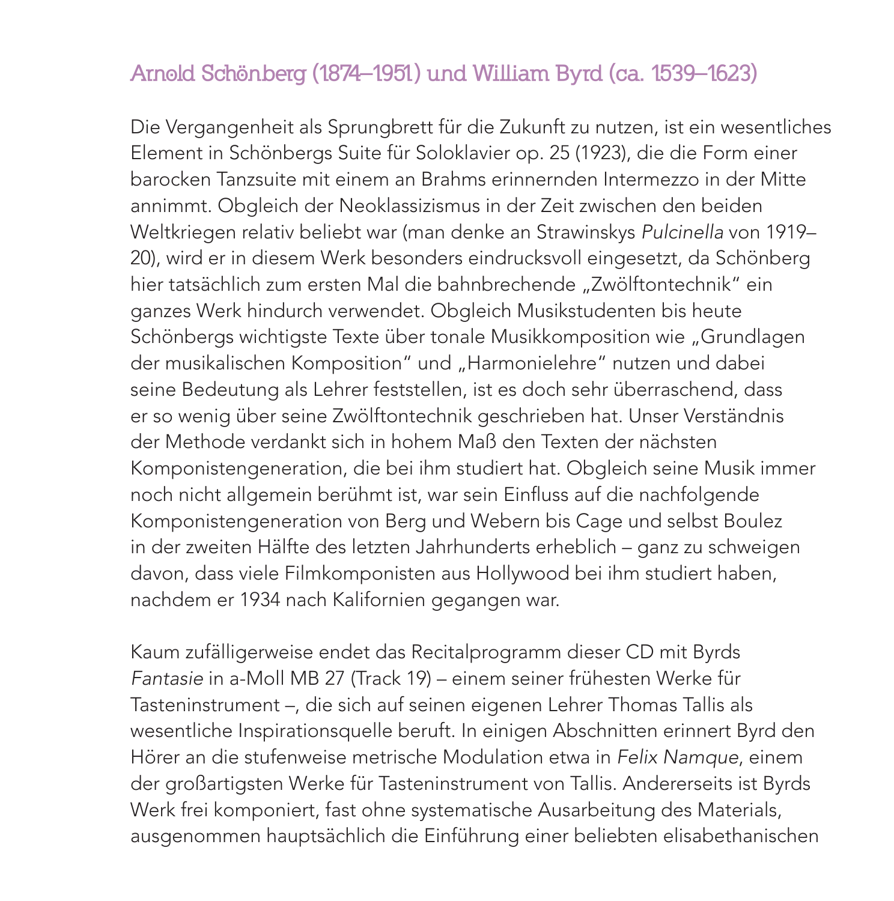## Arnold Schönberg (1874–1951) und William Byrd (ca. 1539–1623)

Die Vergangenheit als Sprungbrett für die Zukunft zu nutzen, ist ein wesentliches Element in Schönbergs Suite für Soloklavier op. 25 (1923), die die Form einer barocken Tanzsuite mit einem an Brahms erinnernden Intermezzo in der Mitte annimmt. Obgleich der Neoklassizismus in der Zeit zwischen den beiden Weltkriegen relativ beliebt war (man denke an Strawinskys *Pulcinella* von 1919–20), wird er in diesem Werk besonders eindrucksvoll eingesetzt, da Schönberg hier tatsächlich zum ersten Mal die bahnbrechende „Zwölftontechnik" ein ganzes Werk hindurch verwendet. Obgleich Musikstudenten bis heute Schönbergs wichtigste Texte über tonale Musikkomposition wie „Grundlagen der musikalischen Komposition" und „Harmonielehre" nutzen und dabei seine Bedeutung als Lehrer feststellen, ist es doch sehr überraschend, dass er so wenig über seine Zwölftontechnik geschrieben hat. Unser Verständnis der Methode verdankt sich in hohem Maß den Texten der nächsten Komponistengeneration, die bei ihm studiert hat. Obgleich seine Musik immer noch nicht allgemein berühmt ist, war sein Einfluss auf die nachfolgende Komponistengeneration von Berg und Webern bis Cage und selbst Boulez in der zweiten Hälfte des letzten Jahrhunderts erheblich – ganz zu schweigen davon, dass viele Filmkomponisten aus Hollywood bei ihm studiert haben, nachdem er 1934 nach Kalifornien gegangen war.

Kaum zufälligerweise endet das Recitalprogramm dieser CD mit Byrds *Fantasie* in a-Moll MB 27 (Track 19) – einem seiner frühesten Werke für Tasteninstrument –, die sich auf seinen eigenen Lehrer Thomas Tallis als wesentliche Inspirationsquelle beruft. In einigen Abschnitten erinnert Byrd den Hörer an die stufenweise metrische Modulation etwa in *Felix Namque*, einem der großartigsten Werke für Tasteninstrument von Tallis. Andererseits ist Byrds Werk frei komponiert, fast ohne systematische Ausarbeitung des Materials, ausgenommen hauptsächlich die Einführung einer beliebten elisabethanischen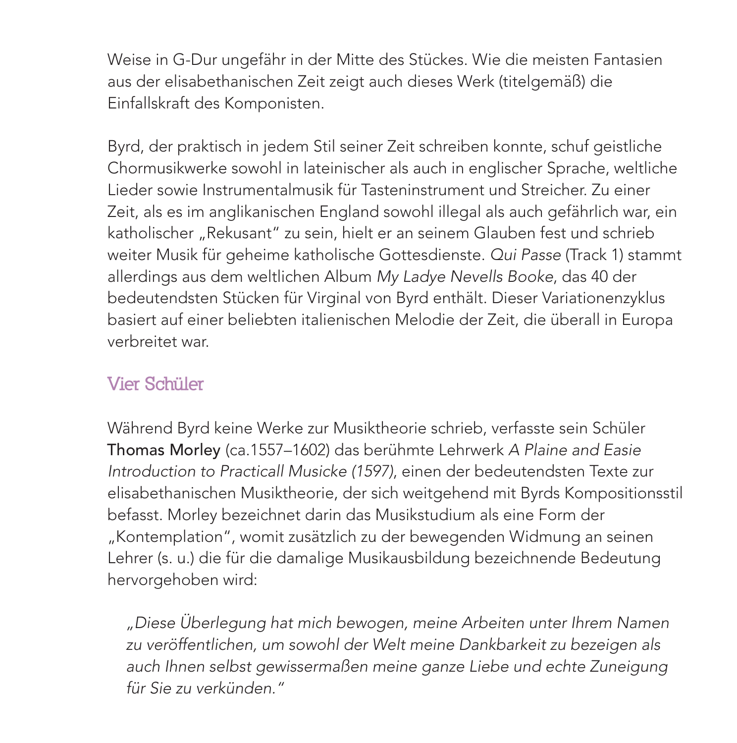Weise in G-Dur ungefähr in der Mitte des Stückes. Wie die meisten Fantasien aus der elisabethanischen Zeit zeigt auch dieses Werk (titelgemäß) die Einfallskraft des Komponisten.

Byrd, der praktisch in jedem Stil seiner Zeit schreiben konnte, schuf geistliche Chormusikwerke sowohl in lateinischer als auch in englischer Sprache, weltliche Lieder sowie Instrumentalmusik für Tasteninstrument und Streicher. Zu einer Zeit, als es im anglikanischen England sowohl illegal als auch gefährlich war, ein katholischer „Rekusant" zu sein, hielt er an seinem Glauben fest und schrieb weiter Musik für geheime katholische Gottesdienste. *Qui Passe* (Track 1) stammt allerdings aus dem weltlichen Album *My Ladye Nevells Booke*, das 40 der bedeutendsten Stücken für Virginal von Byrd enthält. Dieser Variationenzyklus basiert auf einer beliebten italienischen Melodie der Zeit, die überall in Europa verbreitet war.

## Vier Schüler

Während Byrd keine Werke zur Musiktheorie schrieb, verfasste sein Schüler **Thomas Morley** (ca.1557–1602) das berühmte Lehrwerk *A Plaine and Easie Introduction to Practicall Musicke (1597)*, einen der bedeutendsten Texte zur elisabethanischen Musiktheorie, der sich weitgehend mit Byrds Kompositionsstil befasst. Morley bezeichnet darin das Musikstudium als eine Form der „Kontemplation", womit zusätzlich zu der bewegenden Widmung an seinen Lehrer (s. u.) die für die damalige Musikausbildung bezeichnende Bedeutung hervorgehoben wird:

> *„Diese Überlegung hat mich bewogen, meine Arbeiten unter Ihrem Namen zu veröffentlichen, um sowohl der Welt meine Dankbarkeit zu bezeigen als auch Ihnen selbst gewissermaßen meine ganze Liebe und echte Zuneigung für Sie zu verkünden."*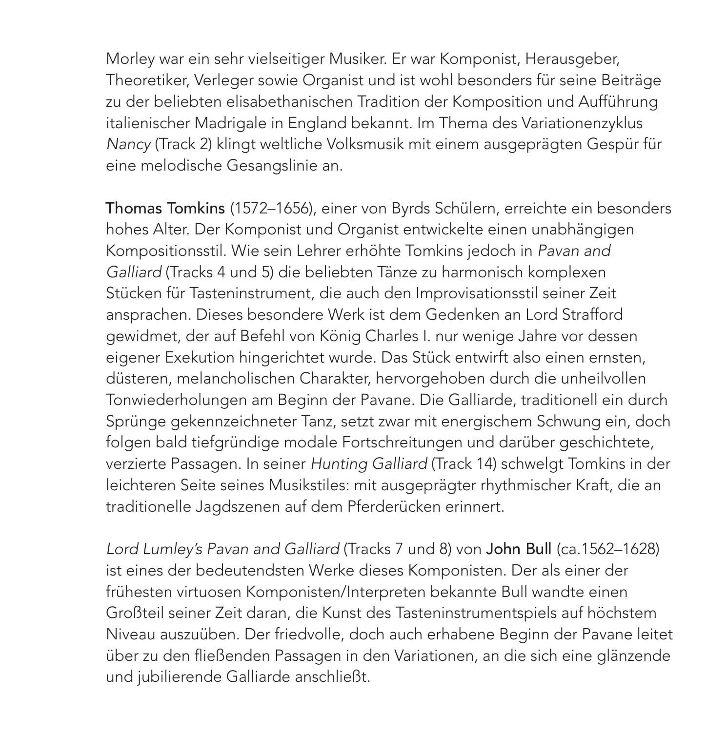Morley war ein sehr vielseitiger Musiker. Er war Komponist, Herausgeber, Theoretiker, Verleger sowie Organist und ist wohl besonders für seine Beiträge zu der beliebten elisabethanischen Tradition der Komposition und Aufführung italienischer Madrigale in England bekannt. Im Thema des Variationenzyklus *Nancy* (Track 2) klingt weltliche Volksmusik mit einem ausgeprägten Gespür für eine melodische Gesangslinie an.

**Thomas Tomkins** (1572–1656), einer von Byrds Schülern, erreichte ein besonders hohes Alter. Der Komponist und Organist entwickelte einen unabhängigen Kompositionsstil. Wie sein Lehrer erhöhte Tomkins jedoch in *Pavan and Galliard* (Tracks 4 und 5) die beliebten Tänze zu harmonisch komplexen Stücken für Tasteninstrument, die auch den Improvisationsstil seiner Zeit ansprachen. Dieses besondere Werk ist dem Gedenken an Lord Strafford gewidmet, der auf Befehl von König Charles I. nur wenige Jahre vor dessen eigener Exekution hingerichtet wurde. Das Stück entwirft also einen ernsten, düsteren, melancholischen Charakter, hervorgehoben durch die unheilvollen Tonwiederholungen am Beginn der Pavane. Die Galliarde, traditionell ein durch Sprünge gekennzeichneter Tanz, setzt zwar mit energischem Schwung ein, doch folgen bald tiefgründige modale Fortschreitungen und darüber geschichtete, verzierte Passagen. In seiner *Hunting Galliard* (Track 14) schwelgt Tomkins in der leichteren Seite seines Musikstiles: mit ausgeprägter rhythmischer Kraft, die an traditionelle Jagdszenen auf dem Pferderücken erinnert.

*Lord Lumley's Pavan and Galliard* (Tracks 7 und 8) von **John Bull** (ca.1562–1628) ist eines der bedeutendsten Werke dieses Komponisten. Der als einer der frühesten virtuosen Komponisten/Interpreten bekannte Bull wandte einen Großteil seiner Zeit daran, die Kunst des Tasteninstrumentspiels auf höchstem Niveau auszuüben. Der friedvolle, doch auch erhabene Beginn der Pavane leitet über zu den fließenden Passagen in den Variationen, an die sich eine glänzende und jubilierende Galliarde anschließt.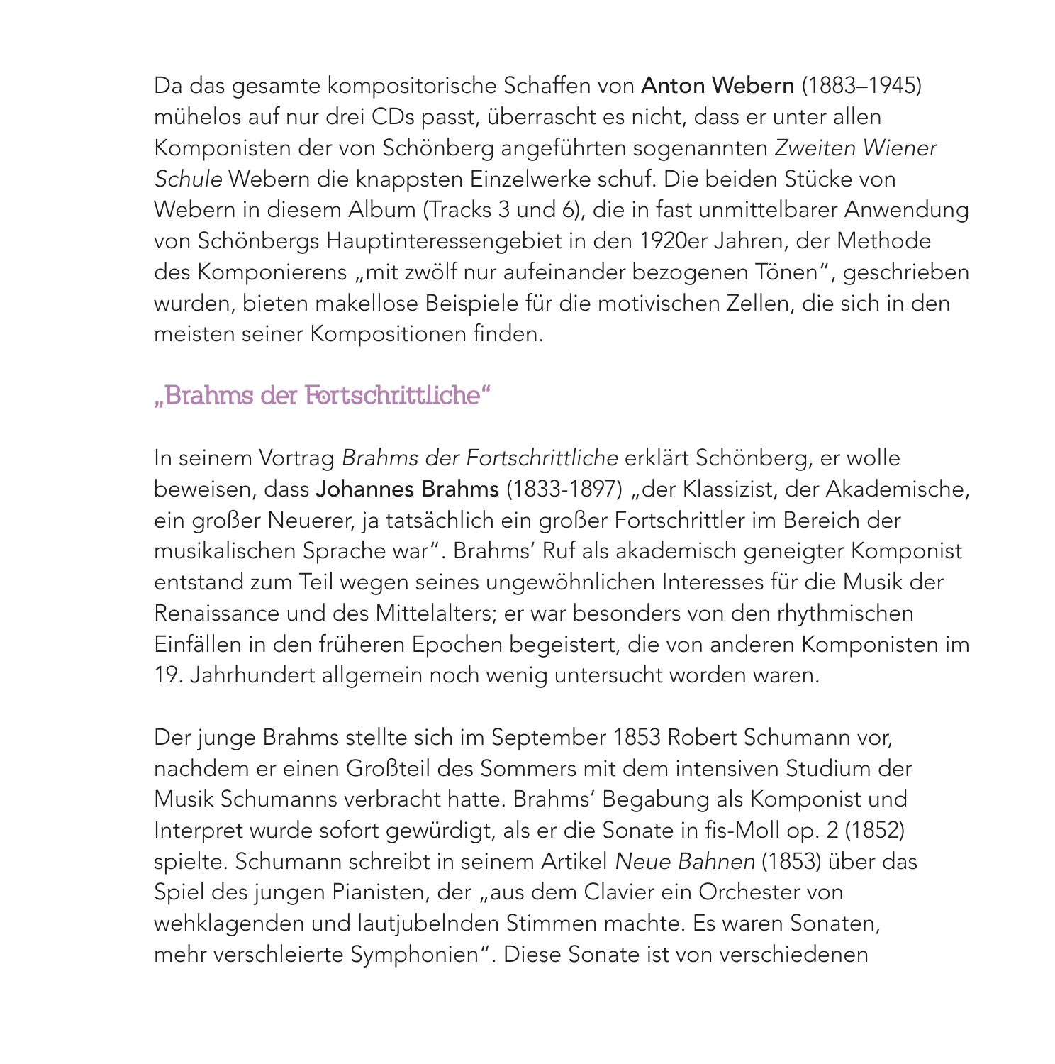Da das gesamte kompositorische Schaffen von **Anton Webern** (1883–1945) mühelos auf nur drei CDs passt, überrascht es nicht, dass er unter allen Komponisten der von Schönberg angeführten sogenannten *Zweiten Wiener Schule* Webern die knappsten Einzelwerke schuf. Die beiden Stücke von Webern in diesem Album (Tracks 3 und 6), die in fast unmittelbarer Anwendung von Schönbergs Hauptinteressengebiet in den 1920er Jahren, der Methode des Komponierens „mit zwölf nur aufeinander bezogenen Tönen", geschrieben wurden, bieten makellose Beispiele für die motivischen Zellen, die sich in den meisten seiner Kompositionen finden.

## „Brahms der Fortschrittliche"

In seinem Vortrag *Brahms der Fortschrittliche* erklärt Schönberg, er wolle beweisen, dass **Johannes Brahms** (1833-1897) „der Klassizist, der Akademische, ein großer Neuerer, ja tatsächlich ein großer Fortschrittler im Bereich der musikalischen Sprache war". Brahms' Ruf als akademisch geneigter Komponist entstand zum Teil wegen seines ungewöhnlichen Interesses für die Musik der Renaissance und des Mittelalters; er war besonders von den rhythmischen Einfällen in den früheren Epochen begeistert, die von anderen Komponisten im 19. Jahrhundert allgemein noch wenig untersucht worden waren.

Der junge Brahms stellte sich im September 1853 Robert Schumann vor, nachdem er einen Großteil des Sommers mit dem intensiven Studium der Musik Schumanns verbracht hatte. Brahms' Begabung als Komponist und Interpret wurde sofort gewürdigt, als er die Sonate in fis-Moll op. 2 (1852) spielte. Schumann schreibt in seinem Artikel *Neue Bahnen* (1853) über das Spiel des jungen Pianisten, der „aus dem Clavier ein Orchester von wehklagenden und lautjubelnden Stimmen machte. Es waren Sonaten, mehr verschleierte Symphonien". Diese Sonate ist von verschiedenen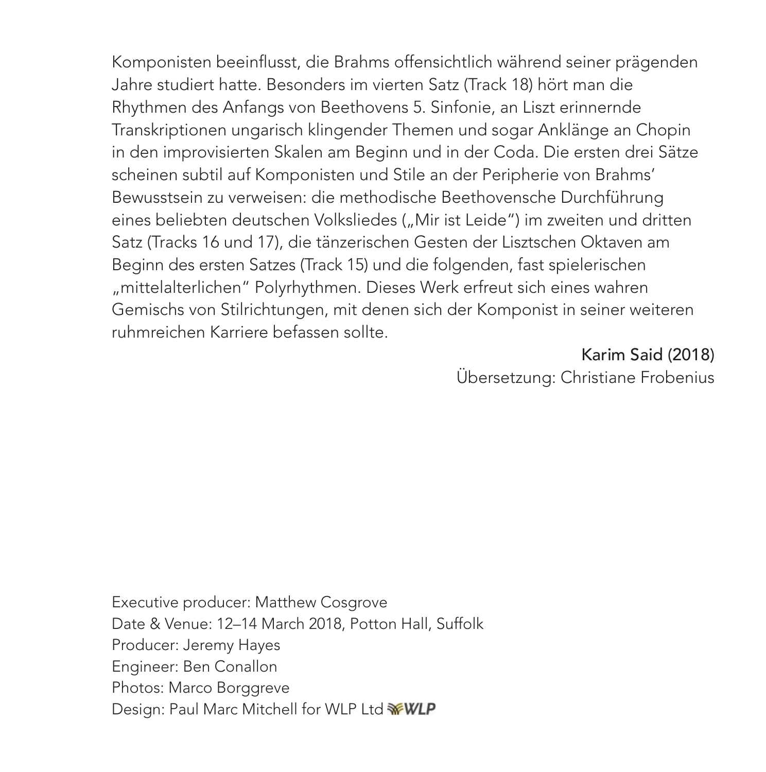Komponisten beeinflusst, die Brahms offensichtlich während seiner prägenden Jahre studiert hatte. Besonders im vierten Satz (Track 18) hört man die Rhythmen des Anfangs von Beethovens 5. Sinfonie, an Liszt erinnernde Transkriptionen ungarisch klingender Themen und sogar Anklänge an Chopin in den improvisierten Skalen am Beginn und in der Coda. Die ersten drei Sätze scheinen subtil auf Komponisten und Stile an der Peripherie von Brahms' Bewusstsein zu verweisen: die methodische Beethovensche Durchführung eines beliebten deutschen Volksliedes („Mir ist Leide") im zweiten und dritten Satz (Tracks 16 und 17), die tänzerischen Gesten der Lisztschen Oktaven am Beginn des ersten Satzes (Track 15) und die folgenden, fast spielerischen „mittelalterlichen" Polyrhythmen. Dieses Werk erfreut sich eines wahren Gemischs von Stilrichtungen, mit denen sich der Komponist in seiner weiteren ruhmreichen Karriere befassen sollte.

Karim Said (2018)
Übersetzung: Christiane Frobenius

Executive producer: Matthew Cosgrove
Date & Venue: 12–14 March 2018, Potton Hall, Suffolk
Producer: Jeremy Hayes
Engineer: Ben Conallon
Photos: Marco Borggreve
Design: Paul Marc Mitchell for WLP Ltd WLP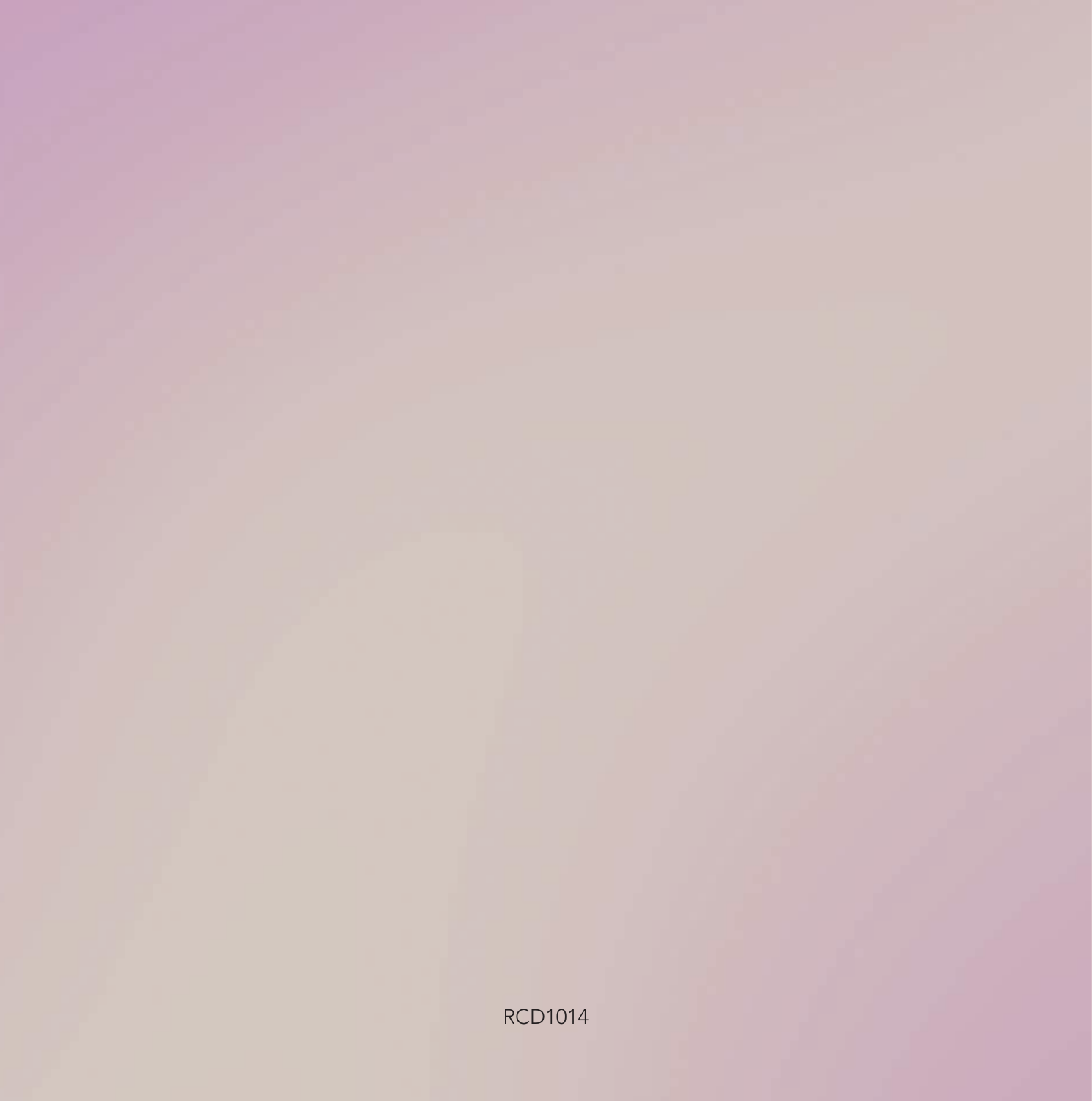RCD1014